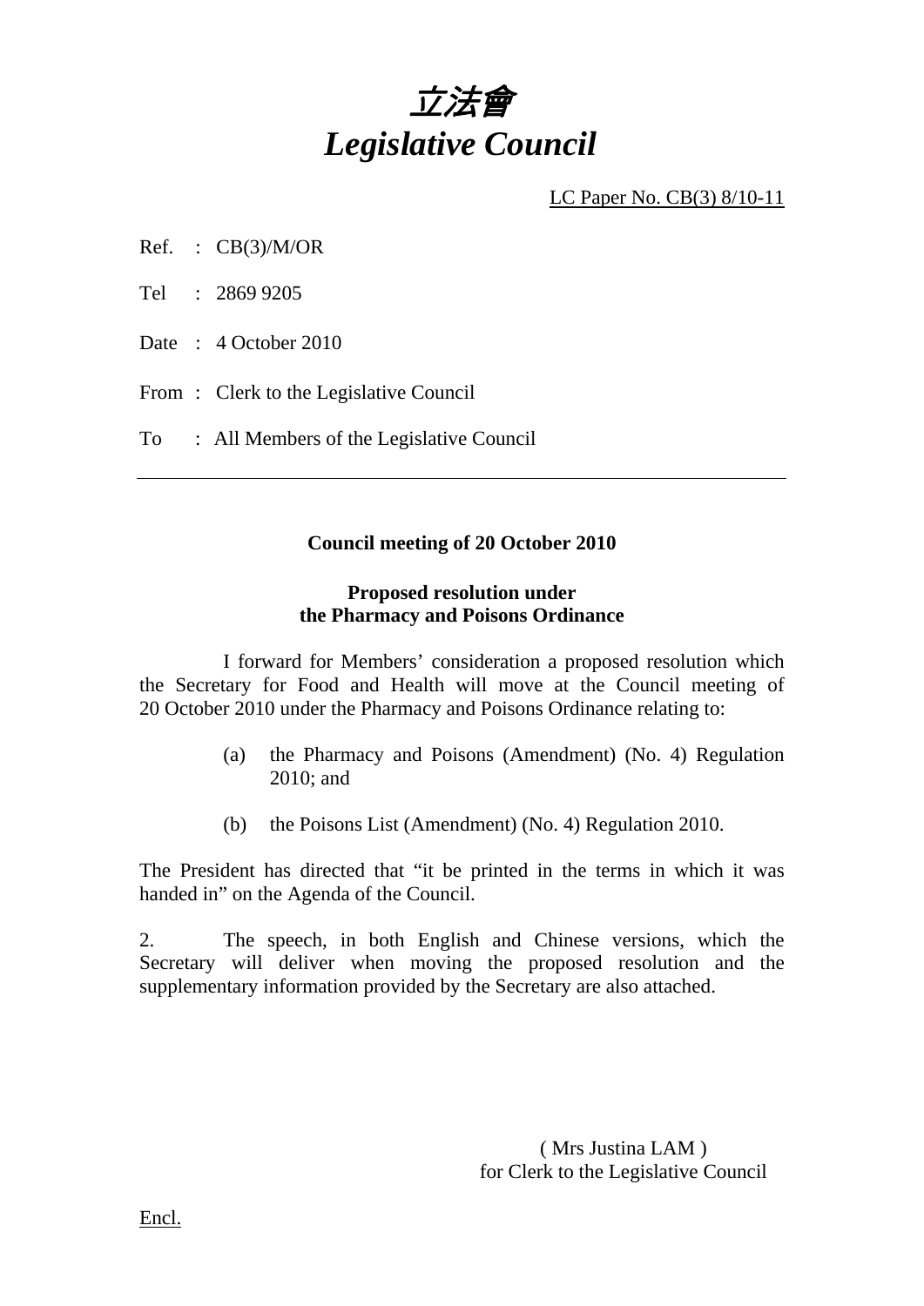# *立法會*
# *Legislative Council*

LC Paper No. CB(3) 8/10-11

Ref. : CB(3)/M/OR

Tel : 2869 9205

Date : 4 October 2010

From : Clerk to the Legislative Council

To : All Members of the Legislative Council

---

**Council meeting of 20 October 2010**

**Proposed resolution under the Pharmacy and Poisons Ordinance**

I forward for Members' consideration a proposed resolution which the Secretary for Food and Health will move at the Council meeting of 20 October 2010 under the Pharmacy and Poisons Ordinance relating to:

(a) the Pharmacy and Poisons (Amendment) (No. 4) Regulation 2010; and

(b) the Poisons List (Amendment) (No. 4) Regulation 2010.

The President has directed that "it be printed in the terms in which it was handed in" on the Agenda of the Council.

2. The speech, in both English and Chinese versions, which the Secretary will deliver when moving the proposed resolution and the supplementary information provided by the Secretary are also attached.

( Mrs Justina LAM )
for Clerk to the Legislative Council

Encl.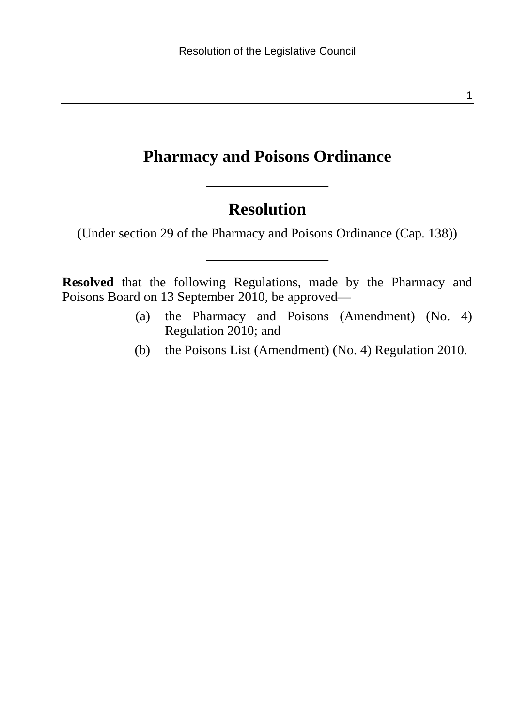# Pharmacy and Poisons Ordinance

## Resolution

(Under section 29 of the Pharmacy and Poisons Ordinance (Cap. 138))

**Resolved** that the following Regulations, made by the Pharmacy and Poisons Board on 13 September 2010, be approved—

(a) the Pharmacy and Poisons (Amendment) (No. 4) Regulation 2010; and

(b) the Poisons List (Amendment) (No. 4) Regulation 2010.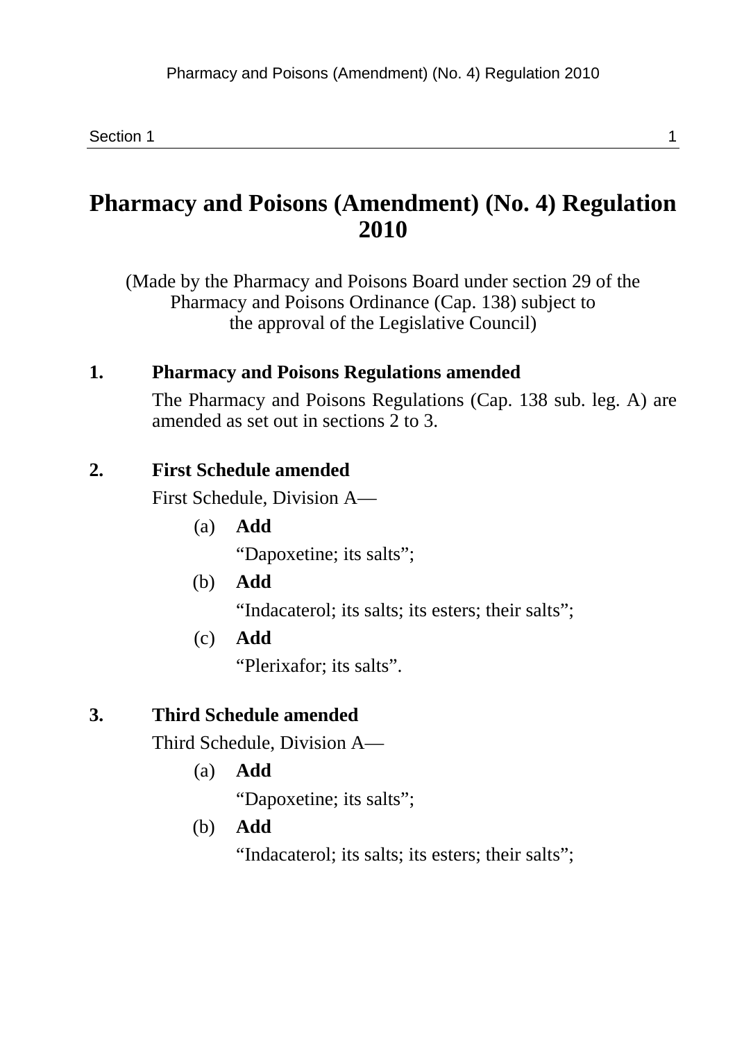# Pharmacy and Poisons (Amendment) (No. 4) Regulation 2010

(Made by the Pharmacy and Poisons Board under section 29 of the Pharmacy and Poisons Ordinance (Cap. 138) subject to the approval of the Legislative Council)

## 1. Pharmacy and Poisons Regulations amended

The Pharmacy and Poisons Regulations (Cap. 138 sub. leg. A) are amended as set out in sections 2 to 3.

## 2. First Schedule amended

First Schedule, Division A—

(a) **Add**

“Dapoxetine; its salts”;

(b) **Add**

“Indacaterol; its salts; its esters; their salts”;

(c) **Add**

“Plerixafor; its salts”.

## 3. Third Schedule amended

Third Schedule, Division A—

(a) **Add**

“Dapoxetine; its salts”;

(b) **Add**

“Indacaterol; its salts; its esters; their salts”;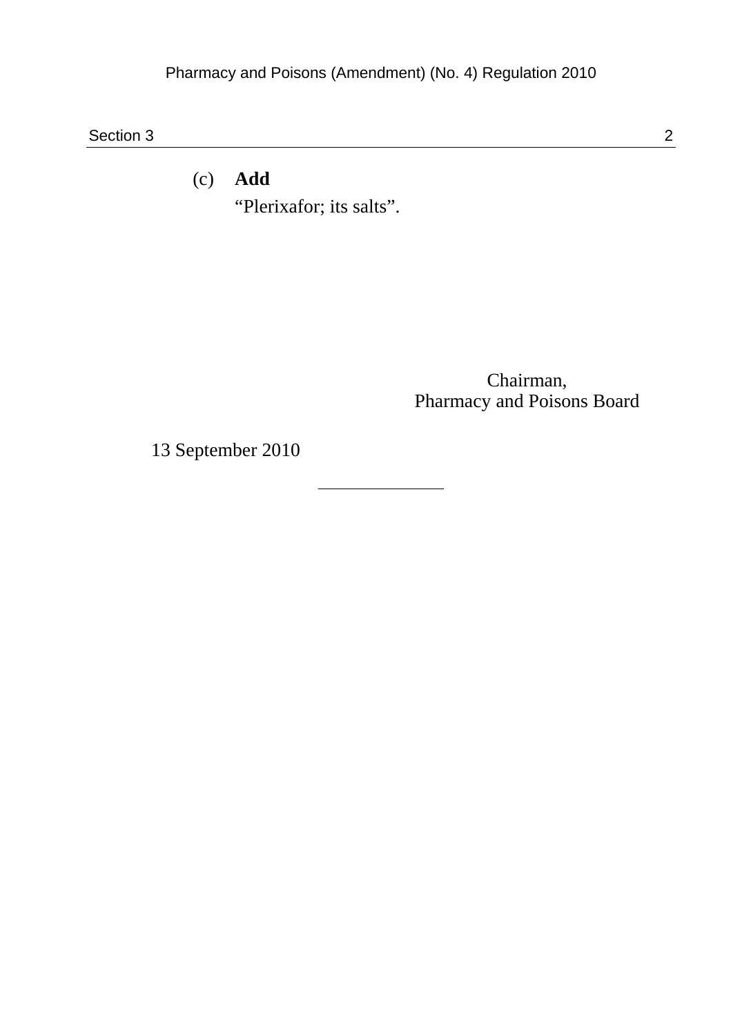(c) **Add**

“Plerixafor; its salts”.

Chairman,
Pharmacy and Poisons Board

13 September 2010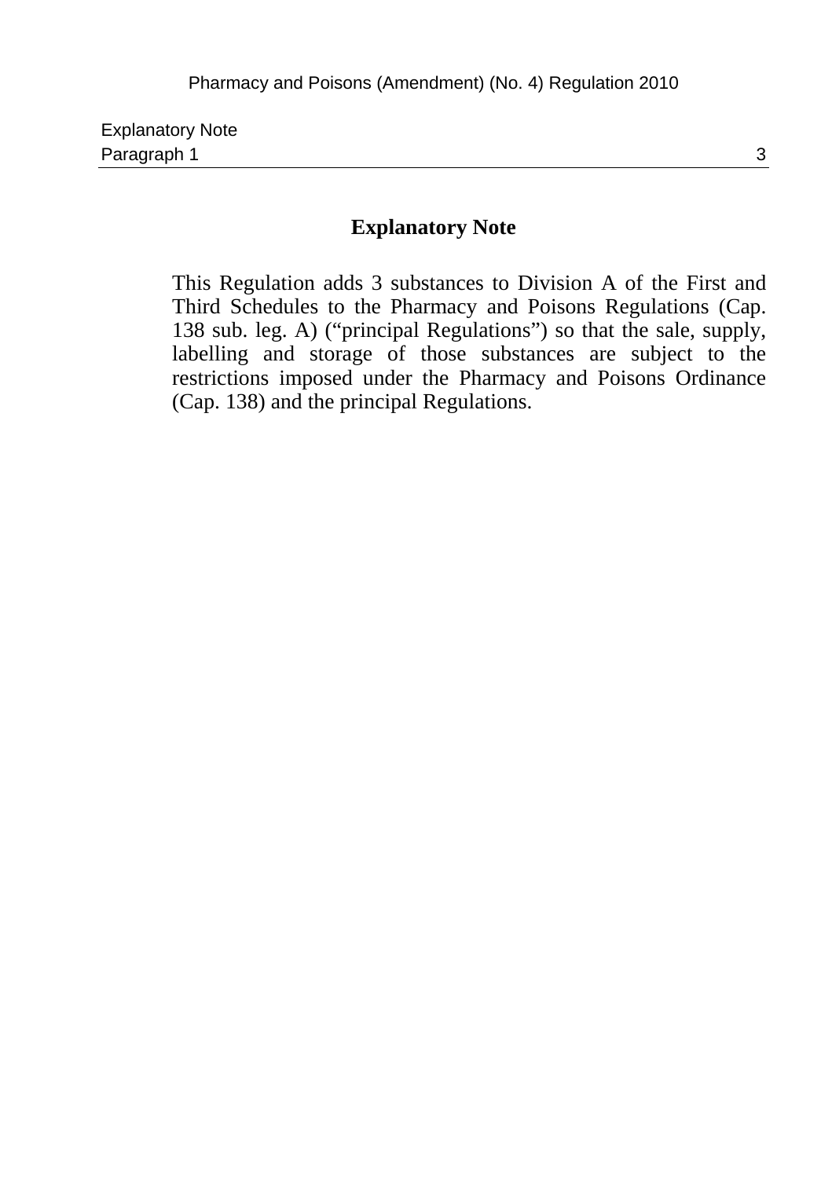# Explanatory Note

This Regulation adds 3 substances to Division A of the First and Third Schedules to the Pharmacy and Poisons Regulations (Cap. 138 sub. leg. A) ("principal Regulations") so that the sale, supply, labelling and storage of those substances are subject to the restrictions imposed under the Pharmacy and Poisons Ordinance (Cap. 138) and the principal Regulations.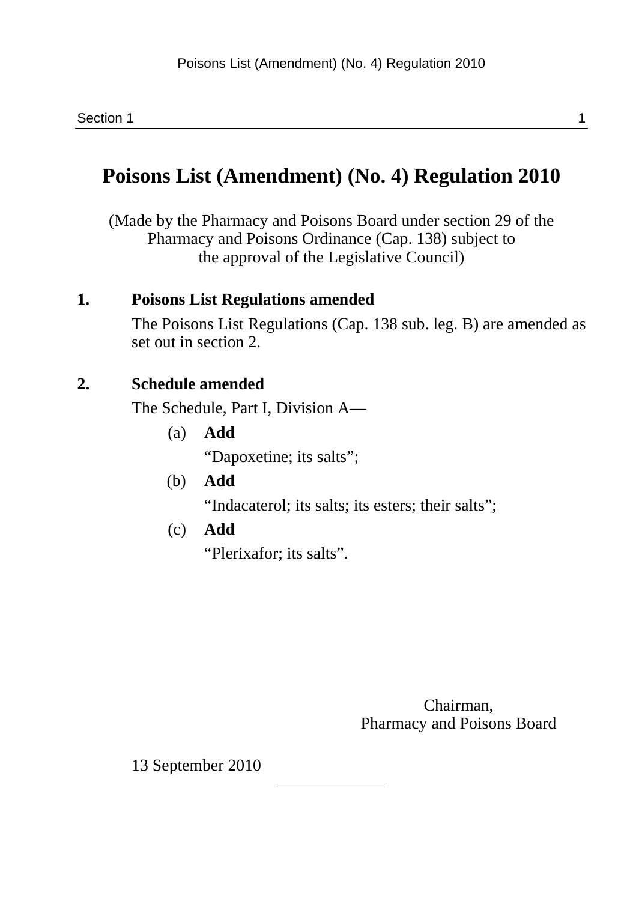# Poisons List (Amendment) (No. 4) Regulation 2010

(Made by the Pharmacy and Poisons Board under section 29 of the Pharmacy and Poisons Ordinance (Cap. 138) subject to the approval of the Legislative Council)

**1. Poisons List Regulations amended**

The Poisons List Regulations (Cap. 138 sub. leg. B) are amended as set out in section 2.

**2. Schedule amended**

The Schedule, Part I, Division A—

(a) **Add**

“Dapoxetine; its salts”;

(b) **Add**

“Indacaterol; its salts; its esters; their salts”;

(c) **Add**

“Plerixafor; its salts”.

Chairman,
Pharmacy and Poisons Board

13 September 2010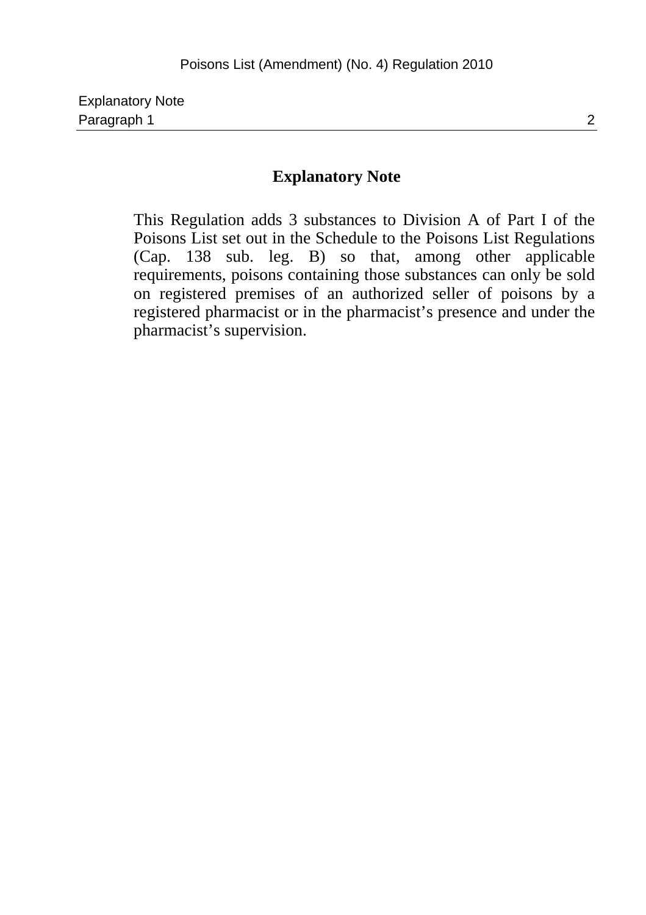## Explanatory Note

This Regulation adds 3 substances to Division A of Part I of the Poisons List set out in the Schedule to the Poisons List Regulations (Cap. 138 sub. leg. B) so that, among other applicable requirements, poisons containing those substances can only be sold on registered premises of an authorized seller of poisons by a registered pharmacist or in the pharmacist's presence and under the pharmacist's supervision.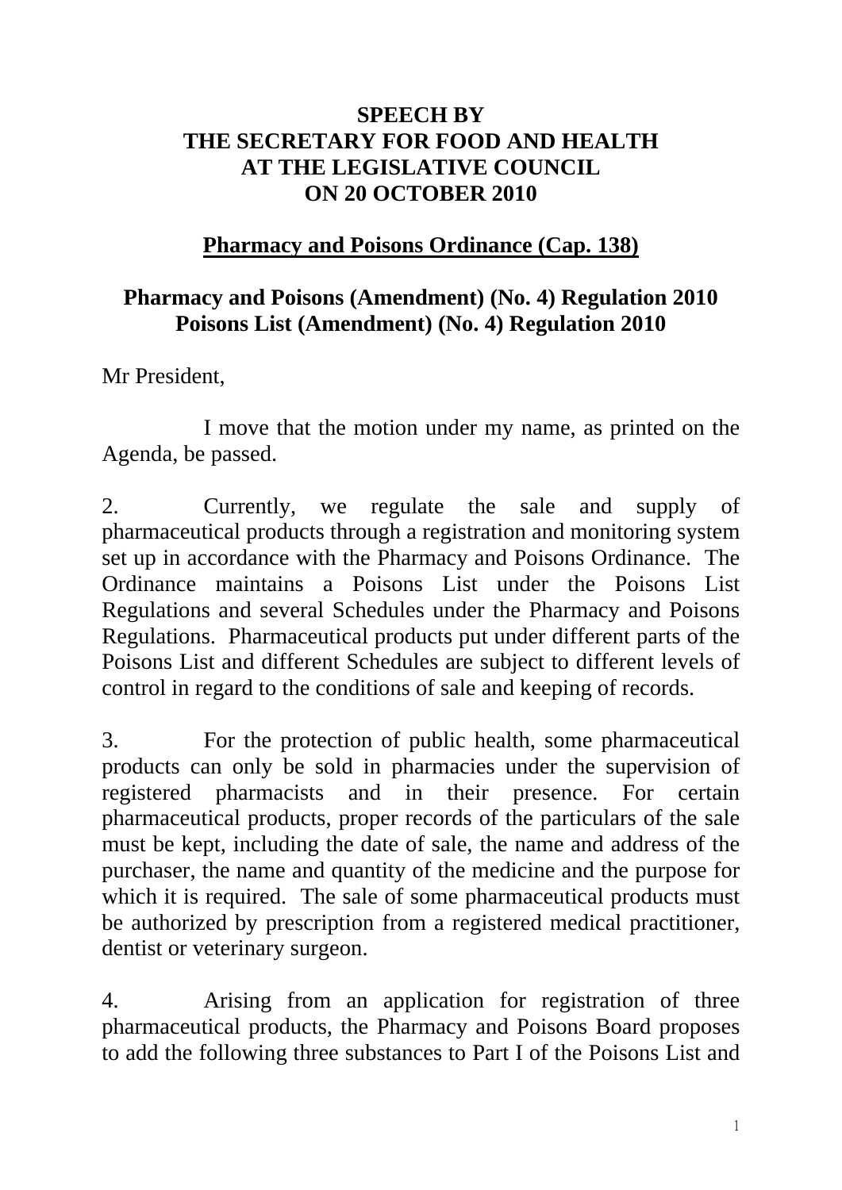**SPEECH BY**
**THE SECRETARY FOR FOOD AND HEALTH**
**AT THE LEGISLATIVE COUNCIL**
**ON 20 OCTOBER 2010**

**<u>Pharmacy and Poisons Ordinance (Cap. 138)</u>**

**Pharmacy and Poisons (Amendment) (No. 4) Regulation 2010**
**Poisons List (Amendment) (No. 4) Regulation 2010**

Mr President,

I move that the motion under my name, as printed on the Agenda, be passed.

2. Currently, we regulate the sale and supply of pharmaceutical products through a registration and monitoring system set up in accordance with the Pharmacy and Poisons Ordinance. The Ordinance maintains a Poisons List under the Poisons List Regulations and several Schedules under the Pharmacy and Poisons Regulations. Pharmaceutical products put under different parts of the Poisons List and different Schedules are subject to different levels of control in regard to the conditions of sale and keeping of records.

3. For the protection of public health, some pharmaceutical products can only be sold in pharmacies under the supervision of registered pharmacists and in their presence. For certain pharmaceutical products, proper records of the particulars of the sale must be kept, including the date of sale, the name and address of the purchaser, the name and quantity of the medicine and the purpose for which it is required. The sale of some pharmaceutical products must be authorized by prescription from a registered medical practitioner, dentist or veterinary surgeon.

4. Arising from an application for registration of three pharmaceutical products, the Pharmacy and Poisons Board proposes to add the following three substances to Part I of the Poisons List and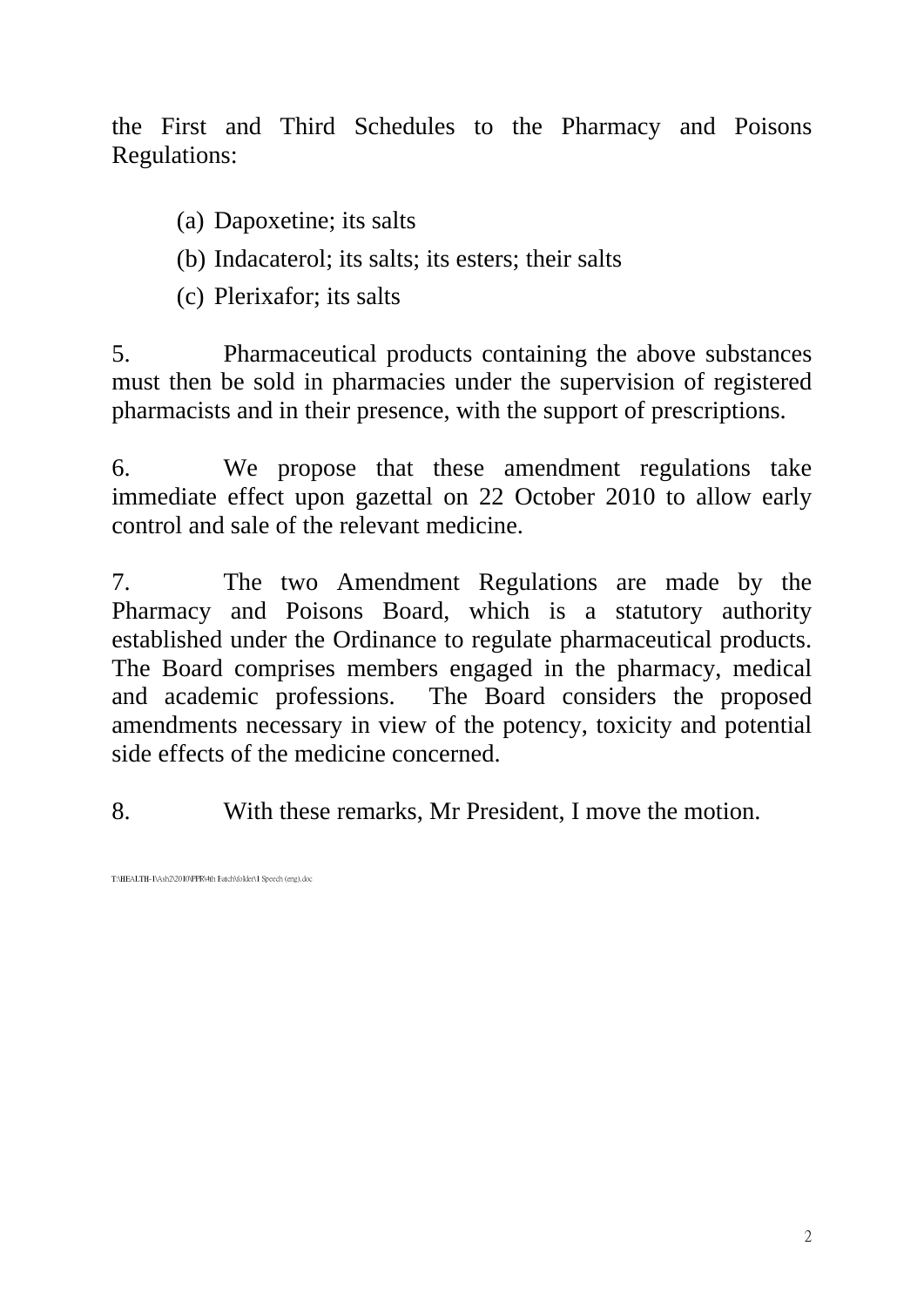the First and Third Schedules to the Pharmacy and Poisons Regulations:

(a) Dapoxetine; its salts
(b) Indacaterol; its salts; its esters; their salts
(c) Plerixafor; its salts

5. Pharmaceutical products containing the above substances must then be sold in pharmacies under the supervision of registered pharmacists and in their presence, with the support of prescriptions.

6. We propose that these amendment regulations take immediate effect upon gazettal on 22 October 2010 to allow early control and sale of the relevant medicine.

7. The two Amendment Regulations are made by the Pharmacy and Poisons Board, which is a statutory authority established under the Ordinance to regulate pharmaceutical products. The Board comprises members engaged in the pharmacy, medical and academic professions. The Board considers the proposed amendments necessary in view of the potency, toxicity and potential side effects of the medicine concerned.

8. With these remarks, Mr President, I move the motion.

T:\HEALTH-1\Ash2\2010\PPR\4th Batch\folder\1 Speech (eng).doc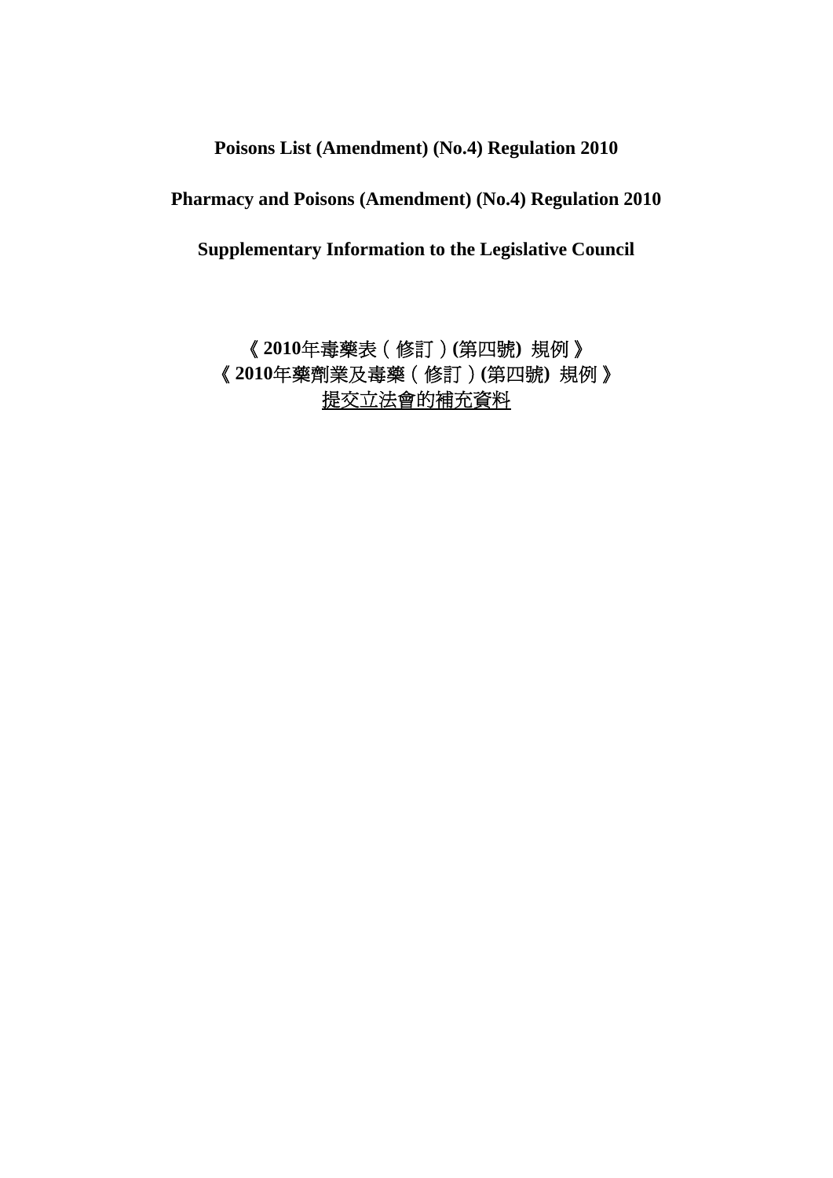**Poisons List (Amendment) (No.4) Regulation 2010**

**Pharmacy and Poisons (Amendment) (No.4) Regulation 2010**

**Supplementary Information to the Legislative Council**

《**2010**年毒藥表（修訂）**(**第四號**)** 規例》

《**2010**年藥劑業及毒藥（修訂）**(**第四號**)** 規例》

提交立法會的補充資料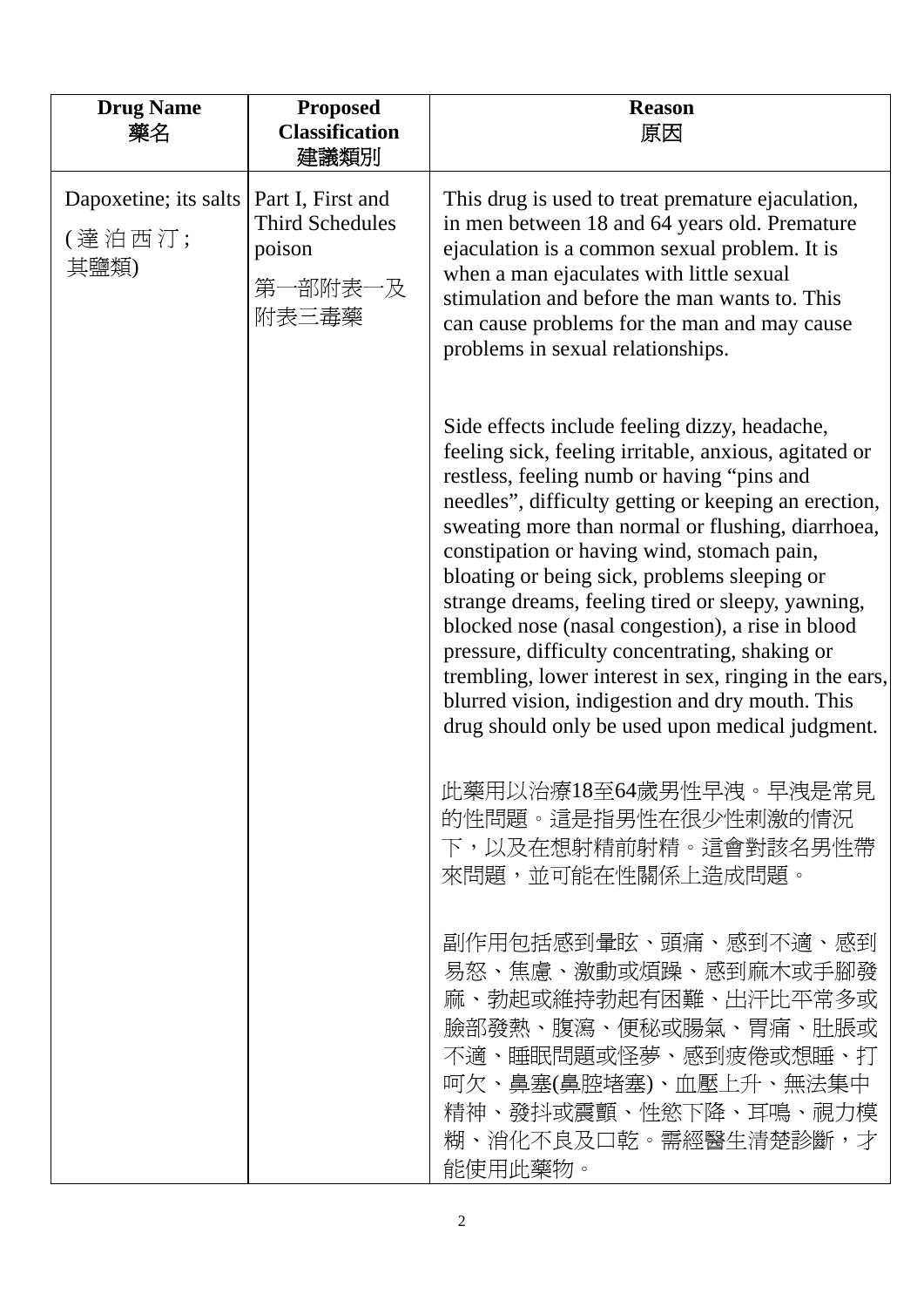| **Drug Name** 藥名 | **Proposed Classification** 建議類別 | **Reason** 原因 |
|---|---|---|
| Dapoxetine; its salts (達泊西汀;其鹽類) | Part I, First and Third Schedules poison 第一部附表一及附表三毒藥 | This drug is used to treat premature ejaculation, in men between 18 and 64 years old. Premature ejaculation is a common sexual problem. It is when a man ejaculates with little sexual stimulation and before the man wants to. This can cause problems for the man and may cause problems in sexual relationships.<br><br>Side effects include feeling dizzy, headache, feeling sick, feeling irritable, anxious, agitated or restless, feeling numb or having "pins and needles", difficulty getting or keeping an erection, sweating more than normal or flushing, diarrhoea, constipation or having wind, stomach pain, bloating or being sick, problems sleeping or strange dreams, feeling tired or sleepy, yawning, blocked nose (nasal congestion), a rise in blood pressure, difficulty concentrating, shaking or trembling, lower interest in sex, ringing in the ears, blurred vision, indigestion and dry mouth. This drug should only be used upon medical judgment.<br><br>此藥用以治療18至64歲男性早洩。早洩是常見的性問題。這是指男性在很少性刺激的情況下，以及在想射精前射精。這會對該名男性帶來問題，並可能在性關係上造成問題。<br><br>副作用包括感到暈眩、頭痛、感到不適、感到易怒、焦慮、激動或煩躁、感到痲木或手腳發痲、勃起或維持勃起有困難、出汗比平常多或臉部發熱、腹瀉、便秘或腸氣、胃痛、肚脹或不適、睡眠問題或怪夢、感到疲倦或想睡、打呵欠、鼻塞(鼻腔堵塞)、血壓上升、無法集中精神、發抖或震顫、性慾下降、耳鳴、視力模糊、消化不良及口乾。需經醫生清楚診斷，才能使用此藥物。 |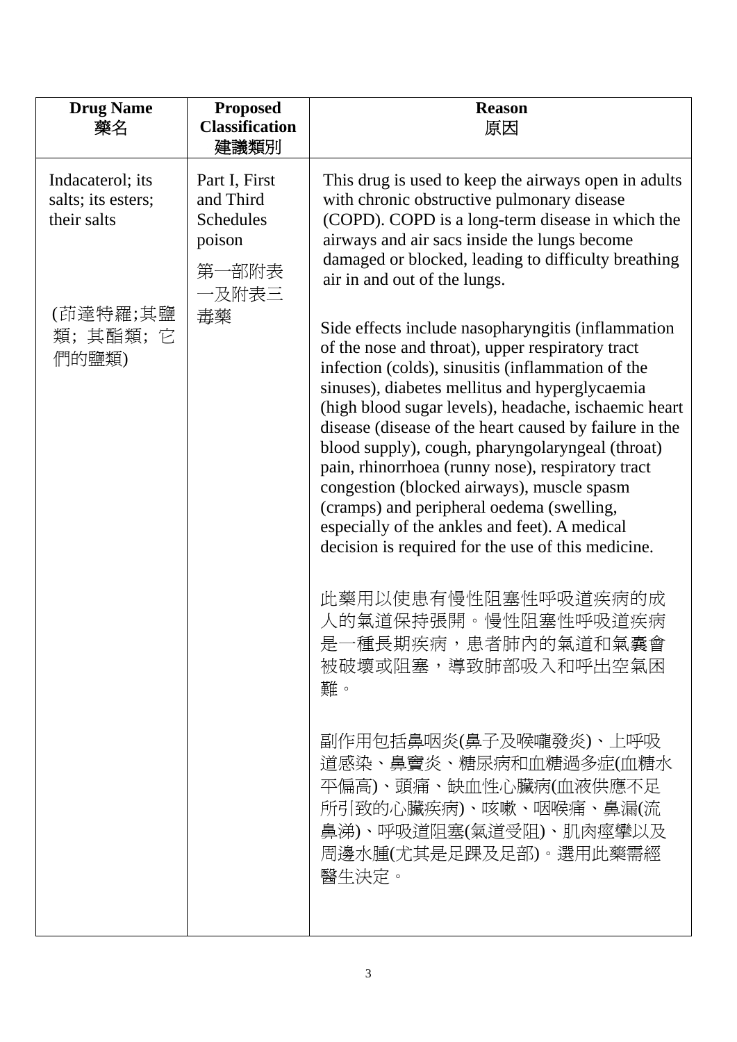| Drug Name<br>藥名 | Proposed Classification<br>建議類別 | Reason<br>原因 |
|---|---|---|
| Indacaterol; its salts; its esters; their salts<br><br>(茚達特羅;其鹽類; 其酯類; 它們的鹽類) | Part I, First and Third Schedules poison<br><br>第一部附表一及附表三毒藥 | This drug is used to keep the airways open in adults with chronic obstructive pulmonary disease (COPD). COPD is a long-term disease in which the airways and air sacs inside the lungs become damaged or blocked, leading to difficulty breathing air in and out of the lungs.<br><br>Side effects include nasopharyngitis (inflammation of the nose and throat), upper respiratory tract infection (colds), sinusitis (inflammation of the sinuses), diabetes mellitus and hyperglycaemia (high blood sugar levels), headache, ischaemic heart disease (disease of the heart caused by failure in the blood supply), cough, pharyngolaryngeal (throat) pain, rhinorrhoea (runny nose), respiratory tract congestion (blocked airways), muscle spasm (cramps) and peripheral oedema (swelling, especially of the ankles and feet). A medical decision is required for the use of this medicine.<br><br>此藥用以使患有慢性阻塞性呼吸道疾病的成人的氣道保持張開。慢性阻塞性呼吸道疾病是一種長期疾病，患者肺內的氣道和氣囊會被破壞或阻塞，導致肺部吸入和呼出空氣困難。<br><br>副作用包括鼻咽炎(鼻子及喉嚨發炎)、上呼吸道感染、鼻竇炎、糖尿病和血糖過多症(血糖水平偏高)、頭痛、缺血性心臟病(血液供應不足所引致的心臟疾病)、咳嗽、咽喉痛、鼻漏(流鼻涕)、呼吸道阻塞(氣道受阻)、肌肉痙攣以及周邊水腫(尤其是足踝及足部)。選用此藥需經醫生決定。 |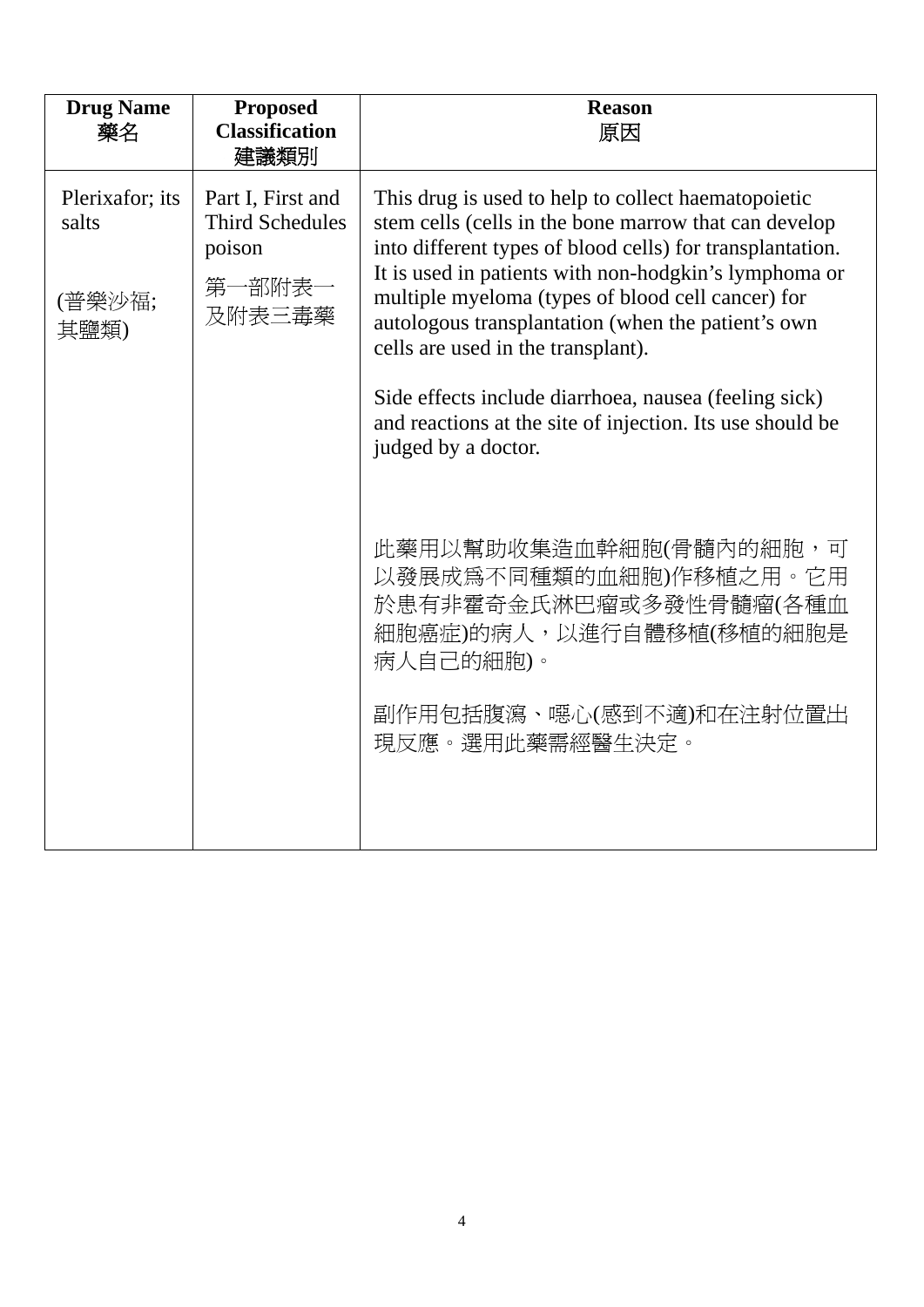| Drug Name 藥名 | Proposed Classification 建議類別 | Reason 原因 |
| --- | --- | --- |
| Plerixafor; its salts<br><br>(普樂沙福; 其鹽類) | Part I, First and Third Schedules poison<br><br>第一部附表一及附表三毒藥 | This drug is used to help to collect haematopoietic stem cells (cells in the bone marrow that can develop into different types of blood cells) for transplantation. It is used in patients with non-hodgkin's lymphoma or multiple myeloma (types of blood cell cancer) for autologous transplantation (when the patient's own cells are used in the transplant).<br><br>Side effects include diarrhoea, nausea (feeling sick) and reactions at the site of injection. Its use should be judged by a doctor.<br><br>此藥用以幫助收集造血幹細胞(骨髓內的細胞，可以發展成為不同種類的血細胞)作移植之用。它用於患有非霍奇金氏淋巴瘤或多發性骨髓瘤(各種血細胞癌症)的病人，以進行自體移植(移植的細胞是病人自己的細胞)。<br><br>副作用包括腹瀉、噁心(感到不適)和在注射位置出現反應。選用此藥需經醫生決定。 |